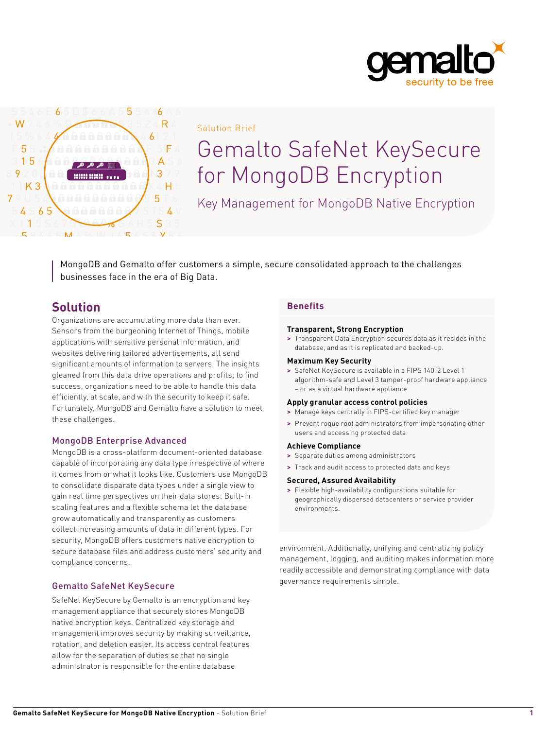Solution Brief

# Gemalto SafeNet KeySecure for MongoDB Encryption

Key Management for MongoDB Native Encryption

MongoDB and Gemalto offer customers a simple, secure consolidated approach to the challenges businesses face in the era of Big Data.

## Solution

Organizations are accumulating more data than ever. Sensors from the burgeoning Internet of Things, mobile applications with sensitive personal information, and websites delivering tailored advertisements, all send significant amounts of information to servers. The insights gleaned from this data drive operations and profits; to find success, organizations need to be able to handle this data efficiently, at scale, and with the security to keep it safe. Fortunately, MongoDB and Gemalto have a solution to meet these challenges.

### MongoDB Enterprise Advanced

MongoDB is a cross-platform document-oriented database capable of incorporating any data type irrespective of where it comes from or what it looks like. Customers use MongoDB to consolidate disparate data types under a single view to gain real time perspectives on their data stores. Built-in scaling features and a flexible schema let the database grow automatically and transparently as customers collect increasing amounts of data in different types. For security, MongoDB offers customers native encryption to secure database files and address customers' security and compliance concerns.

### Gemalto SafeNet KeySecure

SafeNet KeySecure by Gemalto is an encryption and key management appliance that securely stores MongoDB native encryption keys. Centralized key storage and management improves security by making surveillance, rotation, and deletion easier. Its access control features allow for the separation of duties so that no single administrator is responsible for the entire database environment. Additionally, unifying and centralizing policy management, logging, and auditing makes information more readily accessible and demonstrating compliance with data governance requirements simple.

### Benefits

**Transparent, Strong Encryption**

- Transparent Data Encryption secures data as it resides in the database, and as it is replicated and backed-up.

**Maximum Key Security**

- SafeNet KeySecure is available in a FIPS 140-2 Level 1 algorithm-safe and Level 3 tamper-proof hardware appliance – or as a virtual hardware appliance

**Apply granular access control policies**

- Manage keys centrally in FIPS-certified key manager
- Prevent rogue root administrators from impersonating other users and accessing protected data

**Achieve Compliance**

- Separate duties among administrators
- Track and audit access to protected data and keys

**Secured, Assured Availability**

- Flexible high-availability configurations suitable for geographically dispersed datacenters or service provider environments.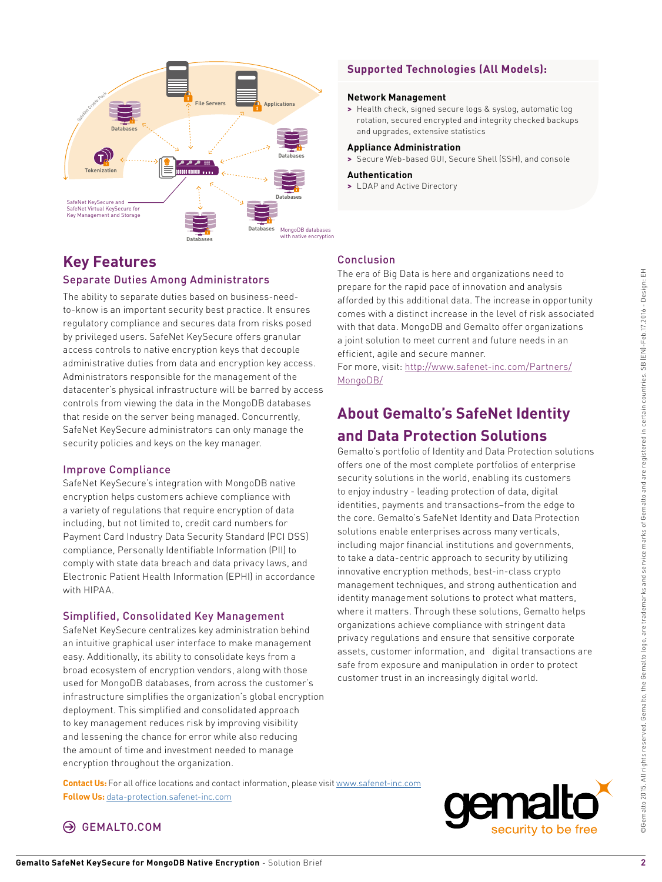SafeNet Crypto Pack

File Servers

Applications

Databases

Databases

Tokenization

Databases

SafeNet KeySecure and SafeNet Virtual KeySecure for Key Management and Storage

Databases

Databases

MongoDB databases with native encryption

## Supported Technologies (All Models):

**Network Management**

- Health check, signed secure logs & syslog, automatic log rotation, secured encrypted and integrity checked backups and upgrades, extensive statistics

**Appliance Administration**

- Secure Web-based GUI, Secure Shell (SSH), and console

**Authentication**

- LDAP and Active Directory

# Key Features

### Separate Duties Among Administrators

The ability to separate duties based on business-need-to-know is an important security best practice. It ensures regulatory compliance and secures data from risks posed by privileged users. SafeNet KeySecure offers granular access controls to native encryption keys that decouple administrative duties from data and encryption key access. Administrators responsible for the management of the datacenter's physical infrastructure will be barred by access controls from viewing the data in the MongoDB databases that reside on the server being managed. Concurrently, SafeNet KeySecure administrators can only manage the security policies and keys on the key manager.

### Improve Compliance

SafeNet KeySecure's integration with MongoDB native encryption helps customers achieve compliance with a variety of regulations that require encryption of data including, but not limited to, credit card numbers for Payment Card Industry Data Security Standard (PCI DSS) compliance, Personally Identifiable Information (PII) to comply with state data breach and data privacy laws, and Electronic Patient Health Information (EPHI) in accordance with HIPAA.

### Simplified, Consolidated Key Management

SafeNet KeySecure centralizes key administration behind an intuitive graphical user interface to make management easy. Additionally, its ability to consolidate keys from a broad ecosystem of encryption vendors, along with those used for MongoDB databases, from across the customer's infrastructure simplifies the organization's global encryption deployment. This simplified and consolidated approach to key management reduces risk by improving visibility and lessening the chance for error while also reducing the amount of time and investment needed to manage encryption throughout the organization.

### Conclusion

The era of Big Data is here and organizations need to prepare for the rapid pace of innovation and analysis afforded by this additional data. The increase in opportunity comes with a distinct increase in the level of risk associated with that data. MongoDB and Gemalto offer organizations a joint solution to meet current and future needs in an efficient, agile and secure manner.
For more, visit: http://www.safenet-inc.com/Partners/MongoDB/

# About Gemalto's SafeNet Identity and Data Protection Solutions

Gemalto's portfolio of Identity and Data Protection solutions offers one of the most complete portfolios of enterprise security solutions in the world, enabling its customers to enjoy industry - leading protection of data, digital identities, payments and transactions–from the edge to the core. Gemalto's SafeNet Identity and Data Protection solutions enable enterprises across many verticals, including major financial institutions and governments, to take a data-centric approach to security by utilizing innovative encryption methods, best-in-class crypto management techniques, and strong authentication and identity management solutions to protect what matters, where it matters. Through these solutions, Gemalto helps organizations achieve compliance with stringent data privacy regulations and ensure that sensitive corporate assets, customer information, and digital transactions are safe from exposure and manipulation in order to protect customer trust in an increasingly digital world.

**Contact Us:** For all office locations and contact information, please visit www.safenet-inc.com
**Follow Us:** data-protection.safenet-inc.com

GEMALTO.COM

gemalto security to be free

©Gemalto 2015. All rights reserved. Gemalto, the Gemalto logo, are trademarks and service marks of Gemalto and are registered in certain countries. SB (EN)-Feb.17.2016 - Design: EH